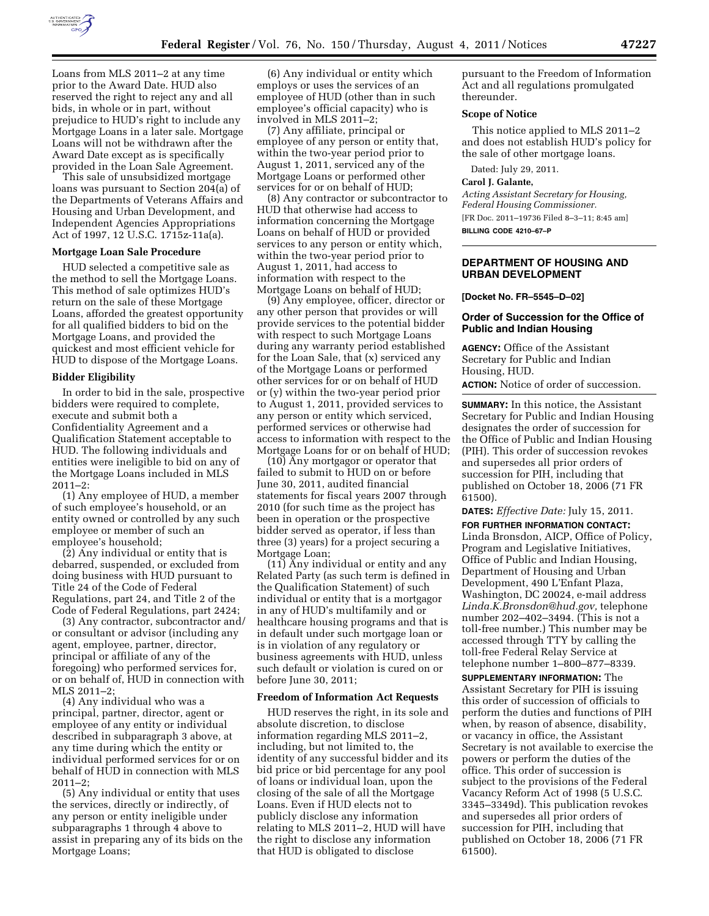Loans from MLS 2011–2 at any time prior to the Award Date. HUD also reserved the right to reject any and all bids, in whole or in part, without prejudice to HUD's right to include any Mortgage Loans in a later sale. Mortgage Loans will not be withdrawn after the Award Date except as is specifically provided in the Loan Sale Agreement.

This sale of unsubsidized mortgage loans was pursuant to Section 204(a) of the Departments of Veterans Affairs and Housing and Urban Development, and Independent Agencies Appropriations Act of 1997, 12 U.S.C. 1715z-11a(a).

### Mortgage Loan Sale Procedure

HUD selected a competitive sale as the method to sell the Mortgage Loans. This method of sale optimizes HUD's return on the sale of these Mortgage Loans, afforded the greatest opportunity for all qualified bidders to bid on the Mortgage Loans, and provided the quickest and most efficient vehicle for HUD to dispose of the Mortgage Loans.

### Bidder Eligibility

In order to bid in the sale, prospective bidders were required to complete, execute and submit both a Confidentiality Agreement and a Qualification Statement acceptable to HUD. The following individuals and entities were ineligible to bid on any of the Mortgage Loans included in MLS 2011–2:

(1) Any employee of HUD, a member of such employee's household, or an entity owned or controlled by any such employee or member of such an employee's household;

(2) Any individual or entity that is debarred, suspended, or excluded from doing business with HUD pursuant to Title 24 of the Code of Federal Regulations, part 24, and Title 2 of the Code of Federal Regulations, part 2424;

(3) Any contractor, subcontractor and/or consultant or advisor (including any agent, employee, partner, director, principal or affiliate of any of the foregoing) who performed services for, or on behalf of, HUD in connection with MLS 2011–2;

(4) Any individual who was a principal, partner, director, agent or employee of any entity or individual described in subparagraph 3 above, at any time during which the entity or individual performed services for or on behalf of HUD in connection with MLS 2011–2;

(5) Any individual or entity that uses the services, directly or indirectly, of any person or entity ineligible under subparagraphs 1 through 4 above to assist in preparing any of its bids on the Mortgage Loans;

(6) Any individual or entity which employs or uses the services of an employee of HUD (other than in such employee's official capacity) who is involved in MLS 2011–2;

(7) Any affiliate, principal or employee of any person or entity that, within the two-year period prior to August 1, 2011, serviced any of the Mortgage Loans or performed other services for or on behalf of HUD;

(8) Any contractor or subcontractor to HUD that otherwise had access to information concerning the Mortgage Loans on behalf of HUD or provided services to any person or entity which, within the two-year period prior to August 1, 2011, had access to information with respect to the Mortgage Loans on behalf of HUD;

(9) Any employee, officer, director or any other person that provides or will provide services to the potential bidder with respect to such Mortgage Loans during any warranty period established for the Loan Sale, that (x) serviced any of the Mortgage Loans or performed other services for or on behalf of HUD or (y) within the two-year period prior to August 1, 2011, provided services to any person or entity which serviced, performed services or otherwise had access to information with respect to the Mortgage Loans for or on behalf of HUD;

(10) Any mortgagor or operator that failed to submit to HUD on or before June 30, 2011, audited financial statements for fiscal years 2007 through 2010 (for such time as the project has been in operation or the prospective bidder served as operator, if less than three (3) years) for a project securing a Mortgage Loan;

(11) Any individual or entity and any Related Party (as such term is defined in the Qualification Statement) of such individual or entity that is a mortgagor in any of HUD's multifamily and or healthcare housing programs and that is in default under such mortgage loan or is in violation of any regulatory or business agreements with HUD, unless such default or violation is cured on or before June 30, 2011;

### Freedom of Information Act Requests

HUD reserves the right, in its sole and absolute discretion, to disclose information regarding MLS 2011–2, including, but not limited to, the identity of any successful bidder and its bid price or bid percentage for any pool of loans or individual loan, upon the closing of the sale of all the Mortgage Loans. Even if HUD elects not to publicly disclose any information relating to MLS 2011–2, HUD will have the right to disclose any information that HUD is obligated to disclose pursuant to the Freedom of Information Act and all regulations promulgated thereunder.

### Scope of Notice

This notice applied to MLS 2011–2 and does not establish HUD's policy for the sale of other mortgage loans.

Dated: July 29, 2011.

**Carol J. Galante,**

*Acting Assistant Secretary for Housing, Federal Housing Commissioner.*

[FR Doc. 2011–19736 Filed 8–3–11; 8:45 am]

**BILLING CODE 4210–67–P**

---

## DEPARTMENT OF HOUSING AND URBAN DEVELOPMENT

**[Docket No. FR–5545–D–02]**

## Order of Succession for the Office of Public and Indian Housing

**AGENCY:** Office of the Assistant Secretary for Public and Indian Housing, HUD.

**ACTION:** Notice of order of succession.

**SUMMARY:** In this notice, the Assistant Secretary for Public and Indian Housing designates the order of succession for the Office of Public and Indian Housing (PIH). This order of succession revokes and supersedes all prior orders of succession for PIH, including that published on October 18, 2006 (71 FR 61500).

**DATES:** *Effective Date:* July 15, 2011.

**FOR FURTHER INFORMATION CONTACT:** Linda Bronsdon, AICP, Office of Policy, Program and Legislative Initiatives, Office of Public and Indian Housing, Department of Housing and Urban Development, 490 L'Enfant Plaza, Washington, DC 20024, e-mail address *Linda.K.Bronsdon@hud.gov,* telephone number 202–402–3494. (This is not a toll-free number.) This number may be accessed through TTY by calling the toll-free Federal Relay Service at telephone number 1–800–877–8339.

**SUPPLEMENTARY INFORMATION:** The Assistant Secretary for PIH is issuing this order of succession of officials to perform the duties and functions of PIH when, by reason of absence, disability, or vacancy in office, the Assistant Secretary is not available to exercise the powers or perform the duties of the office. This order of succession is subject to the provisions of the Federal Vacancy Reform Act of 1998 (5 U.S.C. 3345–3349d). This publication revokes and supersedes all prior orders of succession for PIH, including that published on October 18, 2006 (71 FR 61500).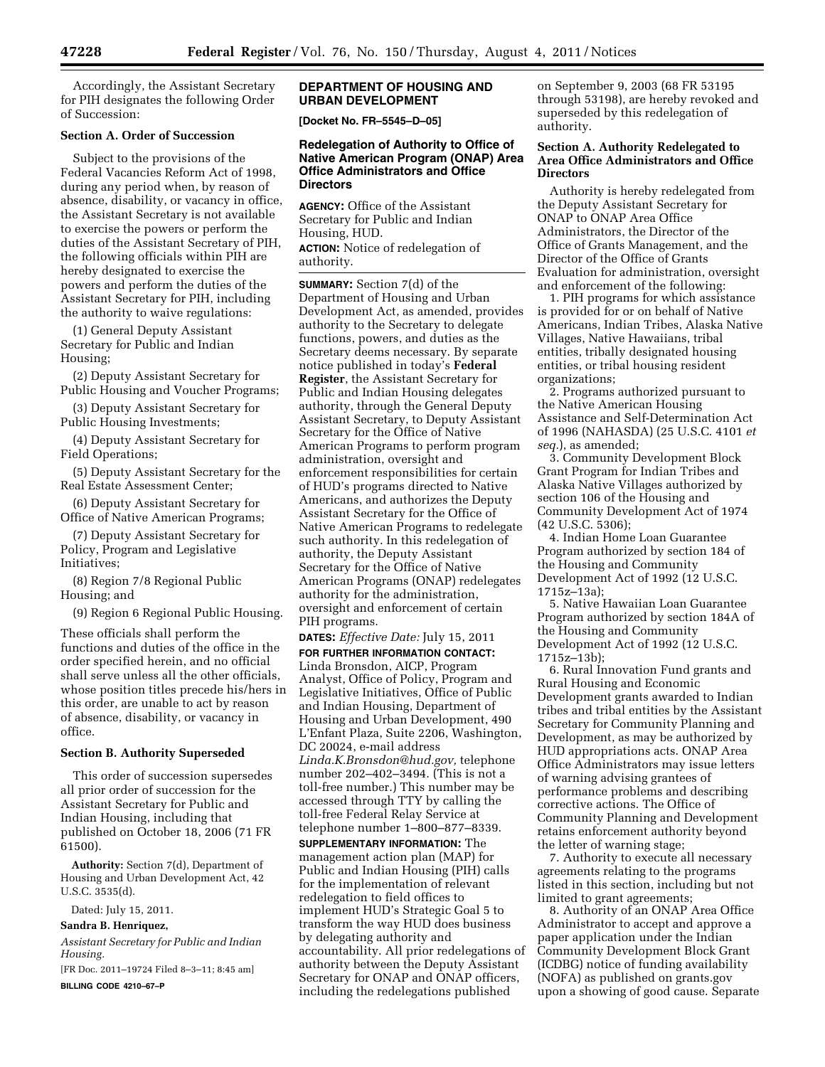Accordingly, the Assistant Secretary for PIH designates the following Order of Succession:

**Section A. Order of Succession**

Subject to the provisions of the Federal Vacancies Reform Act of 1998, during any period when, by reason of absence, disability, or vacancy in office, the Assistant Secretary is not available to exercise the powers or perform the duties of the Assistant Secretary of PIH, the following officials within PIH are hereby designated to exercise the powers and perform the duties of the Assistant Secretary for PIH, including the authority to waive regulations:

(1) General Deputy Assistant Secretary for Public and Indian Housing;

(2) Deputy Assistant Secretary for Public Housing and Voucher Programs;

(3) Deputy Assistant Secretary for Public Housing Investments;

(4) Deputy Assistant Secretary for Field Operations;

(5) Deputy Assistant Secretary for the Real Estate Assessment Center;

(6) Deputy Assistant Secretary for Office of Native American Programs;

(7) Deputy Assistant Secretary for Policy, Program and Legislative Initiatives;

(8) Region 7/8 Regional Public Housing; and

(9) Region 6 Regional Public Housing.

These officials shall perform the functions and duties of the office in the order specified herein, and no official shall serve unless all the other officials, whose position titles precede his/hers in this order, are unable to act by reason of absence, disability, or vacancy in office.

**Section B. Authority Superseded**

This order of succession supersedes all prior order of succession for the Assistant Secretary for Public and Indian Housing, including that published on October 18, 2006 (71 FR 61500).

**Authority:** Section 7(d), Department of Housing and Urban Development Act, 42 U.S.C. 3535(d).

Dated: July 15, 2011.

**Sandra B. Henriquez,**

*Assistant Secretary for Public and Indian Housing.*

[FR Doc. 2011–19724 Filed 8–3–11; 8:45 am]

**BILLING CODE 4210–67–P**

## DEPARTMENT OF HOUSING AND URBAN DEVELOPMENT

**[Docket No. FR–5545–D–05]**

### Redelegation of Authority to Office of Native American Program (ONAP) Area Office Administrators and Office Directors

**AGENCY:** Office of the Assistant Secretary for Public and Indian Housing, HUD.

**ACTION:** Notice of redelegation of authority.

**SUMMARY:** Section 7(d) of the Department of Housing and Urban Development Act, as amended, provides authority to the Secretary to delegate functions, powers, and duties as the Secretary deems necessary. By separate notice published in today's **Federal Register**, the Assistant Secretary for Public and Indian Housing delegates authority, through the General Deputy Assistant Secretary, to Deputy Assistant Secretary for the Office of Native American Programs to perform program administration, oversight and enforcement responsibilities for certain of HUD's programs directed to Native Americans, and authorizes the Deputy Assistant Secretary for the Office of Native American Programs to redelegate such authority. In this redelegation of authority, the Deputy Assistant Secretary for the Office of Native American Programs (ONAP) redelegates authority for the administration, oversight and enforcement of certain PIH programs.

**DATES:** *Effective Date:* July 15, 2011

**FOR FURTHER INFORMATION CONTACT:** Linda Bronsdon, AICP, Program Analyst, Office of Policy, Program and Legislative Initiatives, Office of Public and Indian Housing, Department of Housing and Urban Development, 490 L'Enfant Plaza, Suite 2206, Washington, DC 20024, e-mail address *Linda.K.Bronsdon@hud.gov,* telephone number 202–402–3494. (This is not a toll-free number.) This number may be accessed through TTY by calling the toll-free Federal Relay Service at telephone number 1–800–877–8339.

**SUPPLEMENTARY INFORMATION:** The management action plan (MAP) for Public and Indian Housing (PIH) calls for the implementation of relevant redelegation to field offices to implement HUD's Strategic Goal 5 to transform the way HUD does business by delegating authority and accountability. All prior redelegations of authority between the Deputy Assistant Secretary for ONAP and ONAP officers, including the redelegations published on September 9, 2003 (68 FR 53195 through 53198), are hereby revoked and superseded by this redelegation of authority.

**Section A. Authority Redelegated to Area Office Administrators and Office Directors**

Authority is hereby redelegated from the Deputy Assistant Secretary for ONAP to ONAP Area Office Administrators, the Director of the Office of Grants Management, and the Director of the Office of Grants Evaluation for administration, oversight and enforcement of the following:

1. PIH programs for which assistance is provided for or on behalf of Native Americans, Indian Tribes, Alaska Native Villages, Native Hawaiians, tribal entities, tribally designated housing entities, or tribal housing resident organizations;

2. Programs authorized pursuant to the Native American Housing Assistance and Self-Determination Act of 1996 (NAHASDA) (25 U.S.C. 4101 *et seq.*), as amended;

3. Community Development Block Grant Program for Indian Tribes and Alaska Native Villages authorized by section 106 of the Housing and Community Development Act of 1974 (42 U.S.C. 5306);

4. Indian Home Loan Guarantee Program authorized by section 184 of the Housing and Community Development Act of 1992 (12 U.S.C. 1715z–13a);

5. Native Hawaiian Loan Guarantee Program authorized by section 184A of the Housing and Community Development Act of 1992 (12 U.S.C. 1715z–13b);

6. Rural Innovation Fund grants and Rural Housing and Economic Development grants awarded to Indian tribes and tribal entities by the Assistant Secretary for Community Planning and Development, as may be authorized by HUD appropriations acts. ONAP Area Office Administrators may issue letters of warning advising grantees of performance problems and describing corrective actions. The Office of Community Planning and Development retains enforcement authority beyond the letter of warning stage;

7. Authority to execute all necessary agreements relating to the programs listed in this section, including but not limited to grant agreements;

8. Authority of an ONAP Area Office Administrator to accept and approve a paper application under the Indian Community Development Block Grant (ICDBG) notice of funding availability (NOFA) as published on grants.gov upon a showing of good cause. Separate